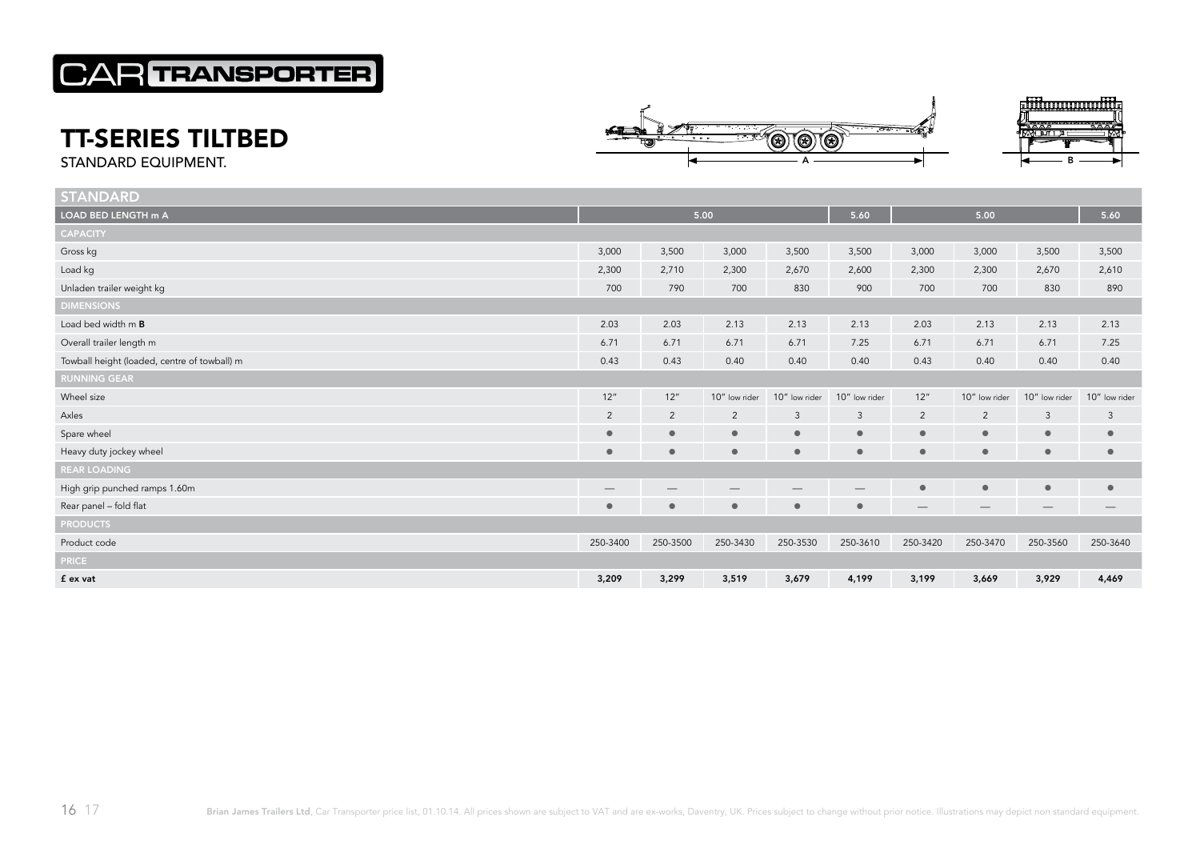# CAR TRANSPORTER

## TT-SERIES TILTBED

STANDARD EQUIPMENT.

| STANDARD | | | | | | | | | |
|---|---|---|---|---|---|---|---|---|---|
| LOAD BED LENGTH m A | 5.00 | | | | 5.60 | 5.00 | | | 5.60 |
| **CAPACITY** | | | | | | | | | |
| Gross kg | 3,000 | 3,500 | 3,000 | 3,500 | 3,500 | 3,000 | 3,000 | 3,500 | 3,500 |
| Load kg | 2,300 | 2,710 | 2,300 | 2,670 | 2,600 | 2,300 | 2,300 | 2,670 | 2,610 |
| Unladen trailer weight kg | 700 | 790 | 700 | 830 | 900 | 700 | 700 | 830 | 890 |
| **DIMENSIONS** | | | | | | | | | |
| Load bed width m **B** | 2.03 | 2.03 | 2.13 | 2.13 | 2.13 | 2.03 | 2.13 | 2.13 | 2.13 |
| Overall trailer length m | 6.71 | 6.71 | 6.71 | 6.71 | 7.25 | 6.71 | 6.71 | 6.71 | 7.25 |
| Towball height (loaded, centre of towball) m | 0.43 | 0.43 | 0.40 | 0.40 | 0.40 | 0.43 | 0.40 | 0.40 | 0.40 |
| **RUNNING GEAR** | | | | | | | | | |
| Wheel size | 12" | 12" | 10" low rider | 10" low rider | 10" low rider | 12" | 10" low rider | 10" low rider | 10" low rider |
| Axles | 2 | 2 | 2 | 3 | 3 | 2 | 2 | 3 | 3 |
| Spare wheel | ● | ● | ● | ● | ● | ● | ● | ● | ● |
| Heavy duty jockey wheel | ● | ● | ● | ● | ● | ● | ● | ● | ● |
| **REAR LOADING** | | | | | | | | | |
| High grip punched ramps 1.60m | — | — | — | — | — | ● | ● | ● | ● |
| Rear panel – fold flat | ● | ● | ● | ● | ● | — | — | — | — |
| **PRODUCTS** | | | | | | | | | |
| Product code | 250-3400 | 250-3500 | 250-3430 | 250-3530 | 250-3610 | 250-3420 | 250-3470 | 250-3560 | 250-3640 |
| **PRICE** | | | | | | | | | |
| **£ ex vat** | **3,209** | **3,299** | **3,519** | **3,679** | **4,199** | **3,199** | **3,669** | **3,929** | **4,469** |

**Brian James Trailers Ltd**, Car Transporter price list, 01.10.14. All prices shown are subject to VAT and are ex-works, Daventry, UK. Prices subject to change without prior notice. Illustrations may depict non standard equipment.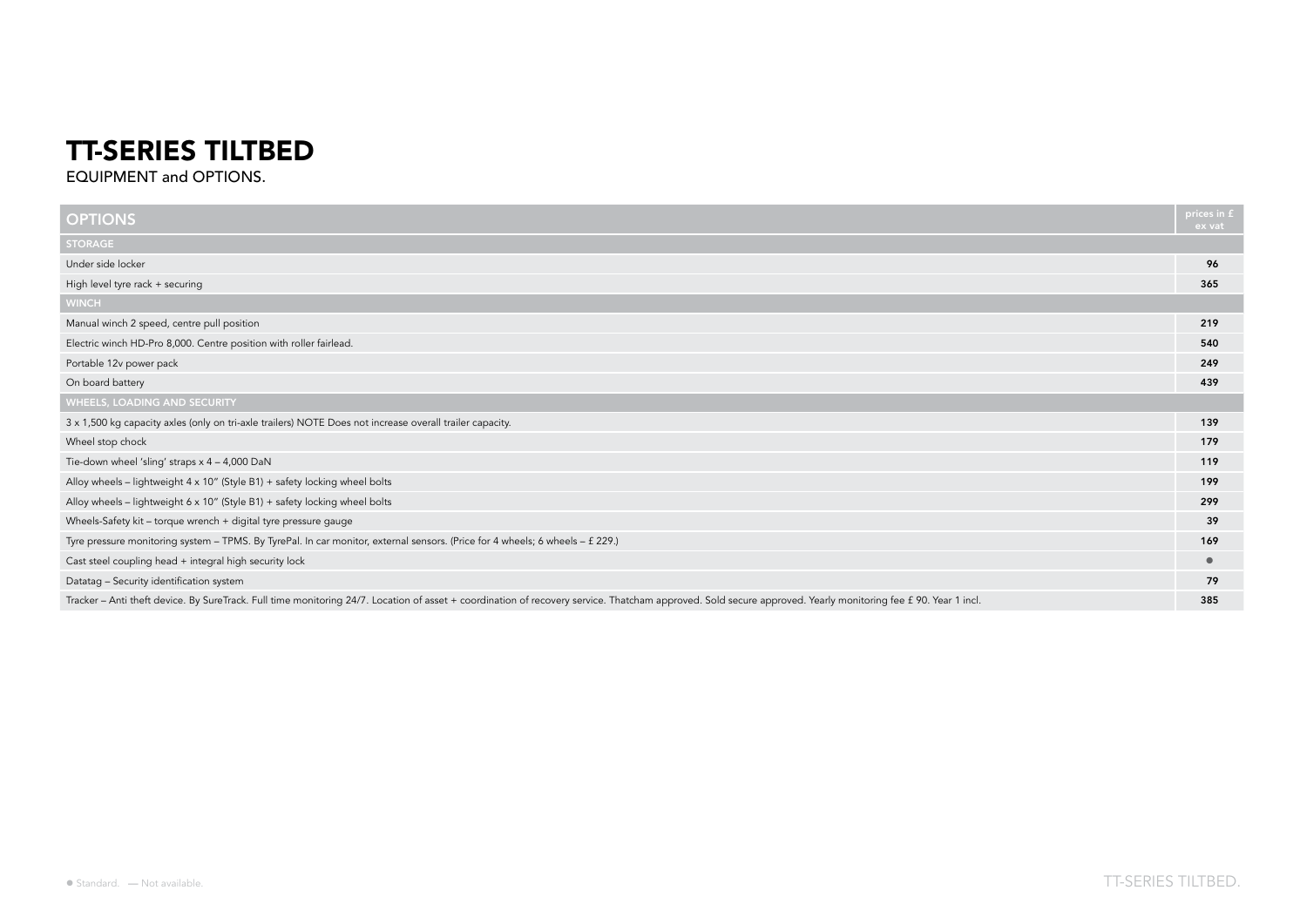# TT-SERIES TILTBED

EQUIPMENT and OPTIONS.

| OPTIONS | prices in £ ex vat |
|---|---|
| STORAGE | |
| Under side locker | **96** |
| High level tyre rack + securing | **365** |
| WINCH | |
| Manual winch 2 speed, centre pull position | **219** |
| Electric winch HD-Pro 8,000. Centre position with roller fairlead. | **540** |
| Portable 12v power pack | **249** |
| On board battery | **439** |
| WHEELS, LOADING AND SECURITY | |
| 3 x 1,500 kg capacity axles (only on tri-axle trailers) NOTE Does not increase overall trailer capacity. | **139** |
| Wheel stop chock | **179** |
| Tie-down wheel 'sling' straps x 4 – 4,000 DaN | **119** |
| Alloy wheels – lightweight 4 x 10" (Style B1) + safety locking wheel bolts | **199** |
| Alloy wheels – lightweight 6 x 10" (Style B1) + safety locking wheel bolts | **299** |
| Wheels-Safety kit – torque wrench + digital tyre pressure gauge | **39** |
| Tyre pressure monitoring system – TPMS. By TyrePal. In car monitor, external sensors. (Price for 4 wheels; 6 wheels – £ 229.) | **169** |
| Cast steel coupling head + integral high security lock | ● |
| Datatag – Security identification system | **79** |
| Tracker – Anti theft device. By SureTrack. Full time monitoring 24/7. Location of asset + coordination of recovery service. Thatcham approved. Sold secure approved. Yearly monitoring fee £ 90. Year 1 incl. | **385** |

● Standard. — Not available.